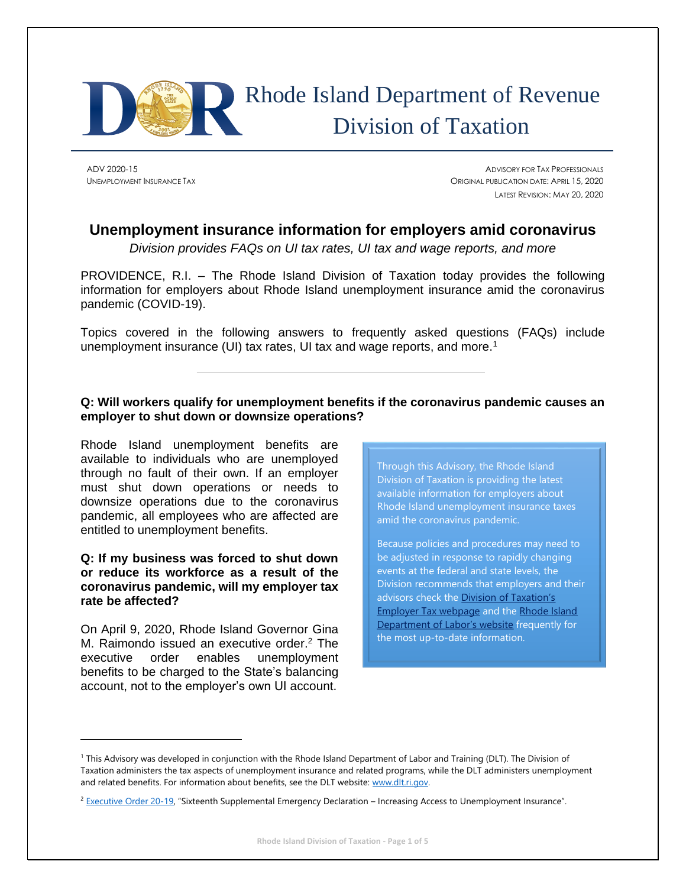# Rhode Island Department of Revenue
## Division of Taxation

ADV 2020-15
UNEMPLOYMENT INSURANCE TAX

ADVISORY FOR TAX PROFESSIONALS
ORIGINAL PUBLICATION DATE: APRIL 15, 2020
LATEST REVISION: MAY 20, 2020

## Unemployment insurance information for employers amid coronavirus

*Division provides FAQs on UI tax rates, UI tax and wage reports, and more*

PROVIDENCE, R.I. – The Rhode Island Division of Taxation today provides the following information for employers about Rhode Island unemployment insurance amid the coronavirus pandemic (COVID-19).

Topics covered in the following answers to frequently asked questions (FAQs) include unemployment insurance (UI) tax rates, UI tax and wage reports, and more.[1]

---

**Q: Will workers qualify for unemployment benefits if the coronavirus pandemic causes an employer to shut down or downsize operations?**

Rhode Island unemployment benefits are available to individuals who are unemployed through no fault of their own. If an employer must shut down operations or needs to downsize operations due to the coronavirus pandemic, all employees who are affected are entitled to unemployment benefits.

**Q: If my business was forced to shut down or reduce its workforce as a result of the coronavirus pandemic, will my employer tax rate be affected?**

On April 9, 2020, Rhode Island Governor Gina M. Raimondo issued an executive order.[2] The executive order enables unemployment benefits to be charged to the State's balancing account, not to the employer's own UI account.

> Through this Advisory, the Rhode Island Division of Taxation is providing the latest available information for employers about Rhode Island unemployment insurance taxes amid the coronavirus pandemic.
>
> Because policies and procedures may need to be adjusted in response to rapidly changing events at the federal and state levels, the Division recommends that employers and their advisors check the Division of Taxation's Employer Tax webpage and the Rhode Island Department of Labor's website frequently for the most up-to-date information.

---

[1] This Advisory was developed in conjunction with the Rhode Island Department of Labor and Training (DLT). The Division of Taxation administers the tax aspects of unemployment insurance and related programs, while the DLT administers unemployment and related benefits. For information about benefits, see the DLT website: www.dlt.ri.gov.

[2] Executive Order 20-19, "Sixteenth Supplemental Emergency Declaration – Increasing Access to Unemployment Insurance".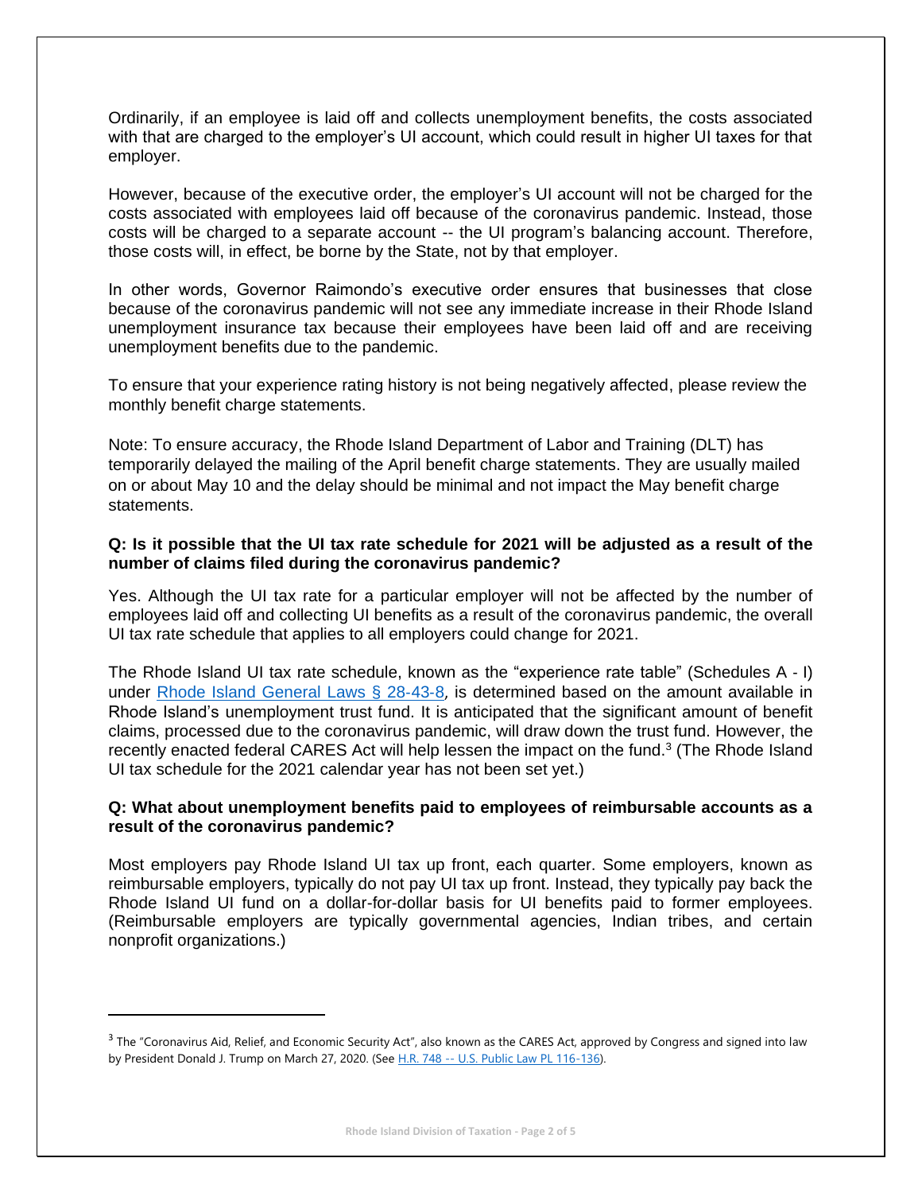Ordinarily, if an employee is laid off and collects unemployment benefits, the costs associated with that are charged to the employer's UI account, which could result in higher UI taxes for that employer.

However, because of the executive order, the employer's UI account will not be charged for the costs associated with employees laid off because of the coronavirus pandemic. Instead, those costs will be charged to a separate account -- the UI program's balancing account. Therefore, those costs will, in effect, be borne by the State, not by that employer.

In other words, Governor Raimondo's executive order ensures that businesses that close because of the coronavirus pandemic will not see any immediate increase in their Rhode Island unemployment insurance tax because their employees have been laid off and are receiving unemployment benefits due to the pandemic.

To ensure that your experience rating history is not being negatively affected, please review the monthly benefit charge statements.

Note: To ensure accuracy, the Rhode Island Department of Labor and Training (DLT) has temporarily delayed the mailing of the April benefit charge statements. They are usually mailed on or about May 10 and the delay should be minimal and not impact the May benefit charge statements.

**Q: Is it possible that the UI tax rate schedule for 2021 will be adjusted as a result of the number of claims filed during the coronavirus pandemic?**

Yes. Although the UI tax rate for a particular employer will not be affected by the number of employees laid off and collecting UI benefits as a result of the coronavirus pandemic, the overall UI tax rate schedule that applies to all employers could change for 2021.

The Rhode Island UI tax rate schedule, known as the "experience rate table" (Schedules A - I) under [Rhode Island General Laws § 28-43-8](), is determined based on the amount available in Rhode Island's unemployment trust fund. It is anticipated that the significant amount of benefit claims, processed due to the coronavirus pandemic, will draw down the trust fund. However, the recently enacted federal CARES Act will help lessen the impact on the fund.[3] (The Rhode Island UI tax schedule for the 2021 calendar year has not been set yet.)

**Q: What about unemployment benefits paid to employees of reimbursable accounts as a result of the coronavirus pandemic?**

Most employers pay Rhode Island UI tax up front, each quarter. Some employers, known as reimbursable employers, typically do not pay UI tax up front. Instead, they typically pay back the Rhode Island UI fund on a dollar-for-dollar basis for UI benefits paid to former employees. (Reimbursable employers are typically governmental agencies, Indian tribes, and certain nonprofit organizations.)

---

[3] The "Coronavirus Aid, Relief, and Economic Security Act", also known as the CARES Act, approved by Congress and signed into law by President Donald J. Trump on March 27, 2020. (See [H.R. 748 -- U.S. Public Law PL 116-136]()).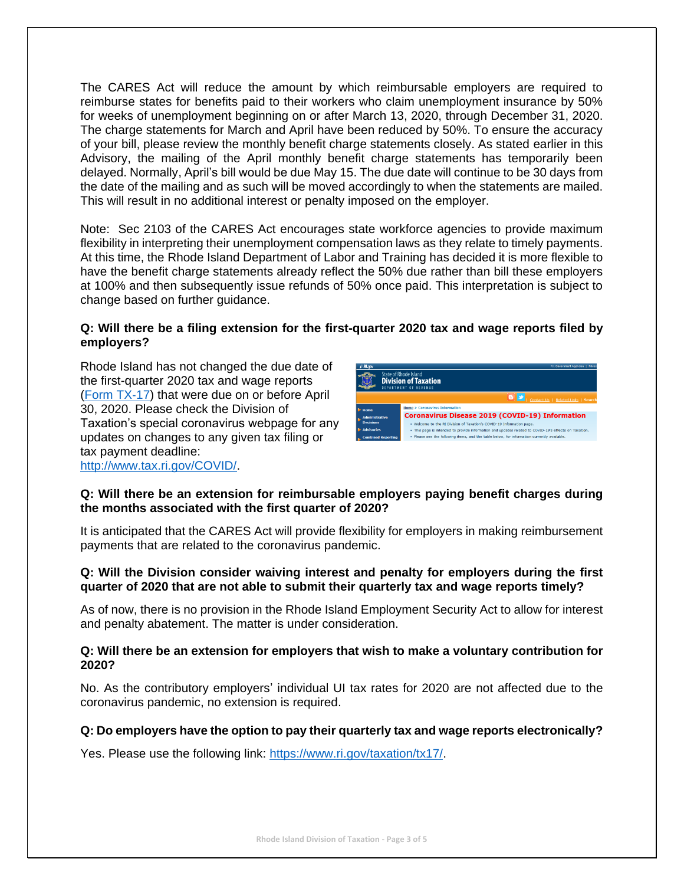The CARES Act will reduce the amount by which reimbursable employers are required to reimburse states for benefits paid to their workers who claim unemployment insurance by 50% for weeks of unemployment beginning on or after March 13, 2020, through December 31, 2020. The charge statements for March and April have been reduced by 50%. To ensure the accuracy of your bill, please review the monthly benefit charge statements closely. As stated earlier in this Advisory, the mailing of the April monthly benefit charge statements has temporarily been delayed. Normally, April's bill would be due May 15. The due date will continue to be 30 days from the date of the mailing and as such will be moved accordingly to when the statements are mailed. This will result in no additional interest or penalty imposed on the employer.

Note: Sec 2103 of the CARES Act encourages state workforce agencies to provide maximum flexibility in interpreting their unemployment compensation laws as they relate to timely payments. At this time, the Rhode Island Department of Labor and Training has decided it is more flexible to have the benefit charge statements already reflect the 50% due rather than bill these employers at 100% and then subsequently issue refunds of 50% once paid. This interpretation is subject to change based on further guidance.

**Q: Will there be a filing extension for the first-quarter 2020 tax and wage reports filed by employers?**

Rhode Island has not changed the due date of the first-quarter 2020 tax and wage reports (Form TX-17) that were due on or before April 30, 2020. Please check the Division of Taxation's special coronavirus webpage for any updates on changes to any given tax filing or tax payment deadline: http://www.tax.ri.gov/COVID/.

**Q: Will there be an extension for reimbursable employers paying benefit charges during the months associated with the first quarter of 2020?**

It is anticipated that the CARES Act will provide flexibility for employers in making reimbursement payments that are related to the coronavirus pandemic.

**Q: Will the Division consider waiving interest and penalty for employers during the first quarter of 2020 that are not able to submit their quarterly tax and wage reports timely?**

As of now, there is no provision in the Rhode Island Employment Security Act to allow for interest and penalty abatement. The matter is under consideration.

**Q: Will there be an extension for employers that wish to make a voluntary contribution for 2020?**

No. As the contributory employers' individual UI tax rates for 2020 are not affected due to the coronavirus pandemic, no extension is required.

**Q: Do employers have the option to pay their quarterly tax and wage reports electronically?**

Yes. Please use the following link: https://www.ri.gov/taxation/tx17/.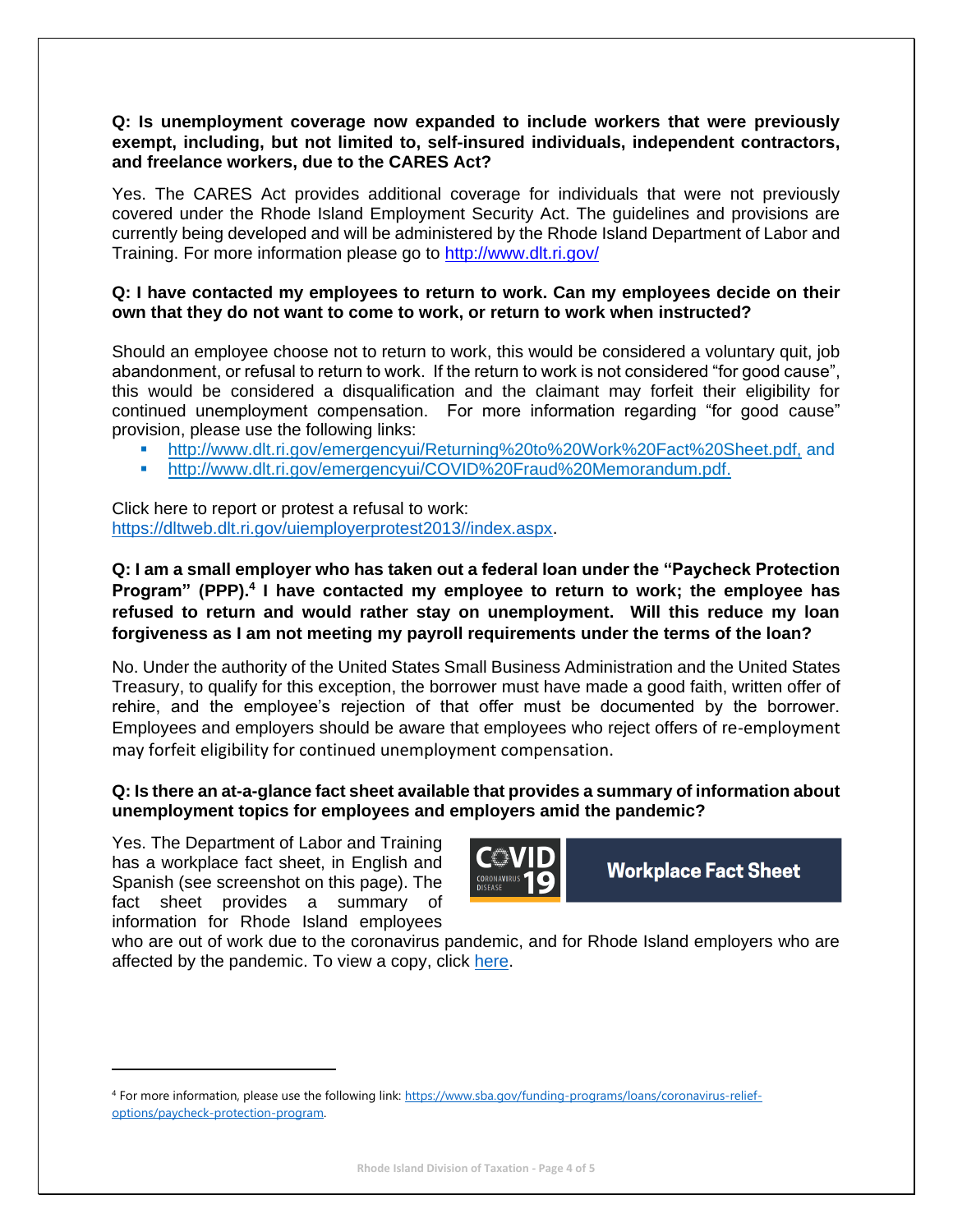**Q: Is unemployment coverage now expanded to include workers that were previously exempt, including, but not limited to, self-insured individuals, independent contractors, and freelance workers, due to the CARES Act?**

Yes. The CARES Act provides additional coverage for individuals that were not previously covered under the Rhode Island Employment Security Act. The guidelines and provisions are currently being developed and will be administered by the Rhode Island Department of Labor and Training. For more information please go to http://www.dlt.ri.gov/

**Q: I have contacted my employees to return to work. Can my employees decide on their own that they do not want to come to work, or return to work when instructed?**

Should an employee choose not to return to work, this would be considered a voluntary quit, job abandonment, or refusal to return to work. If the return to work is not considered "for good cause", this would be considered a disqualification and the claimant may forfeit their eligibility for continued unemployment compensation. For more information regarding "for good cause" provision, please use the following links:

- http://www.dlt.ri.gov/emergencyui/Returning%20to%20Work%20Fact%20Sheet.pdf, and
- http://www.dlt.ri.gov/emergencyui/COVID%20Fraud%20Memorandum.pdf.

Click here to report or protest a refusal to work:
https://dltweb.dlt.ri.gov/uiemployerprotest2013//index.aspx.

**Q: I am a small employer who has taken out a federal loan under the "Paycheck Protection Program" (PPP).[4] I have contacted my employee to return to work; the employee has refused to return and would rather stay on unemployment. Will this reduce my loan forgiveness as I am not meeting my payroll requirements under the terms of the loan?**

No. Under the authority of the United States Small Business Administration and the United States Treasury, to qualify for this exception, the borrower must have made a good faith, written offer of rehire, and the employee's rejection of that offer must be documented by the borrower. Employees and employers should be aware that employees who reject offers of re-employment may forfeit eligibility for continued unemployment compensation.

**Q: Is there an at-a-glance fact sheet available that provides a summary of information about unemployment topics for employees and employers amid the pandemic?**

Yes. The Department of Labor and Training has a workplace fact sheet, in English and Spanish (see screenshot on this page). The fact sheet provides a summary of information for Rhode Island employees who are out of work due to the coronavirus pandemic, and for Rhode Island employers who are affected by the pandemic. To view a copy, click here.

COVID 19 CORONAVIRUS DISEASE — Workplace Fact Sheet

---

[4] For more information, please use the following link: https://www.sba.gov/funding-programs/loans/coronavirus-relief-options/paycheck-protection-program.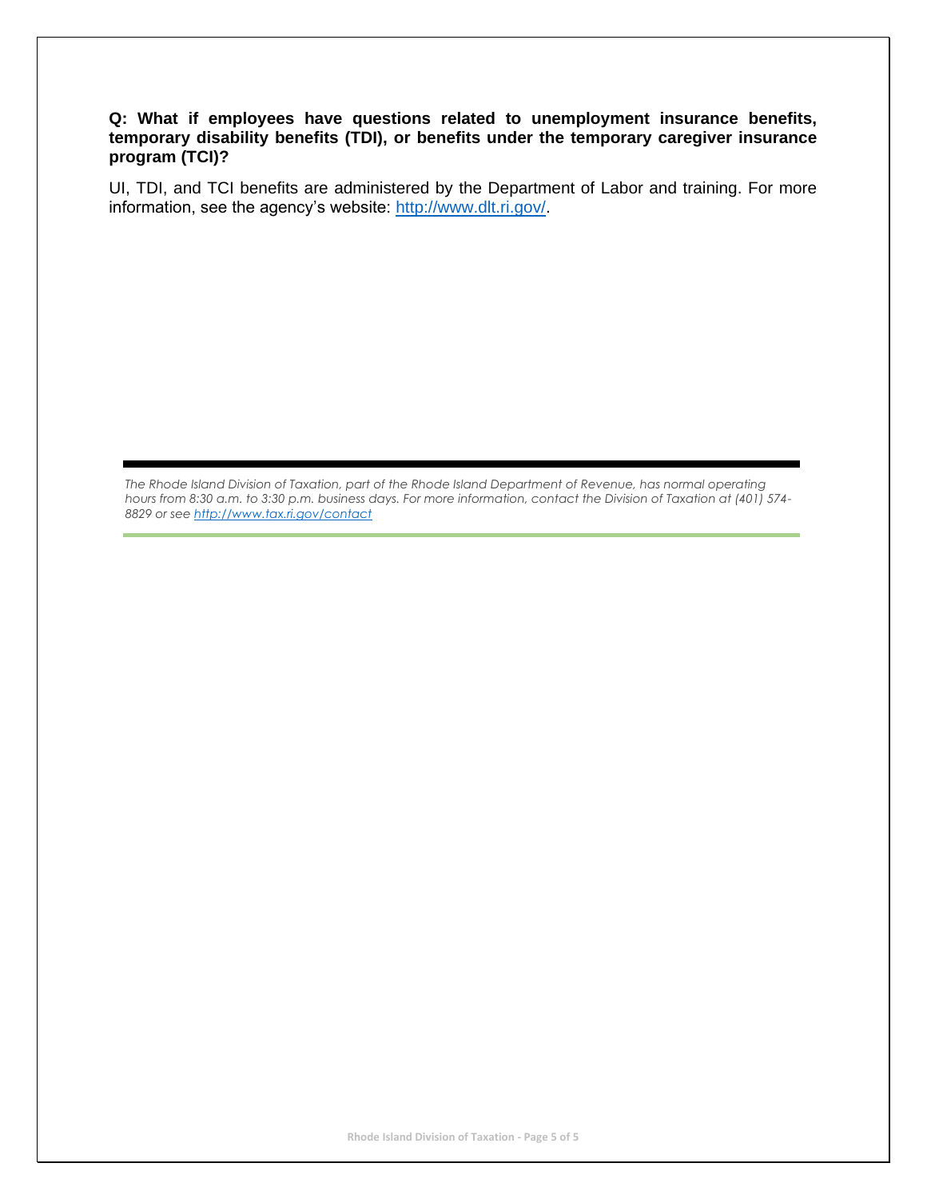**Q: What if employees have questions related to unemployment insurance benefits, temporary disability benefits (TDI), or benefits under the temporary caregiver insurance program (TCI)?**

UI, TDI, and TCI benefits are administered by the Department of Labor and training. For more information, see the agency's website: http://www.dlt.ri.gov/.

---

*The Rhode Island Division of Taxation, part of the Rhode Island Department of Revenue, has normal operating hours from 8:30 a.m. to 3:30 p.m. business days. For more information, contact the Division of Taxation at (401) 574-8829 or see http://www.tax.ri.gov/contact*